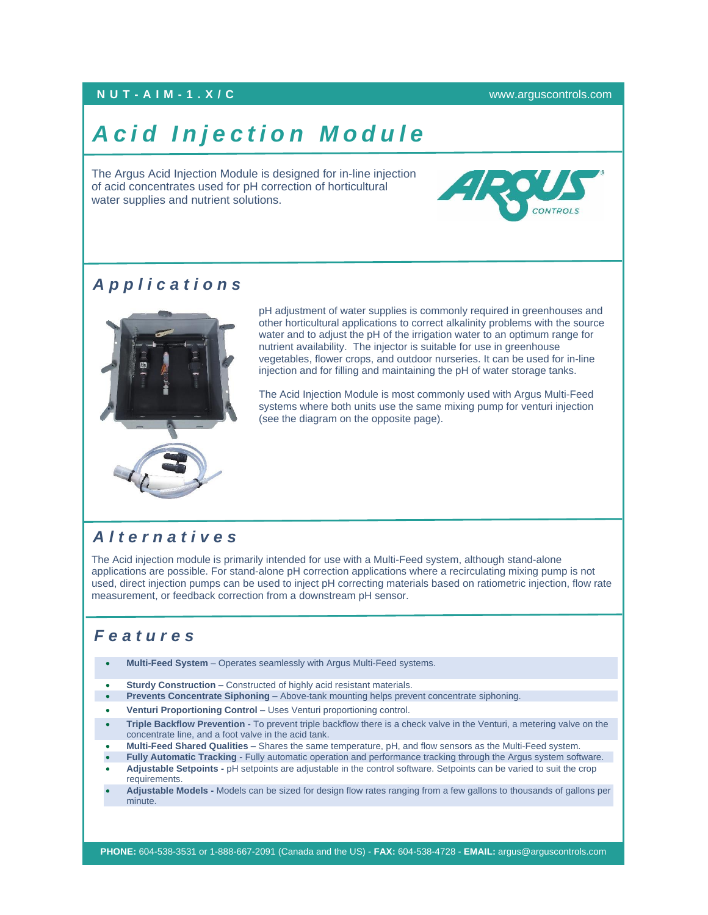**NUT-AIM-1.X/C** www.arguscontrols.com

# Acid Injection Module

The Argus Acid Injection Module is designed for in-line injection of acid concentrates used for pH correction of horticultural water supplies and nutrient solutions.

## Applications

pH adjustment of water supplies is commonly required in greenhouses and other horticultural applications to correct alkalinity problems with the source water and to adjust the pH of the irrigation water to an optimum range for nutrient availability. The injector is suitable for use in greenhouse vegetables, flower crops, and outdoor nurseries. It can be used for in-line injection and for filling and maintaining the pH of water storage tanks.

The Acid Injection Module is most commonly used with Argus Multi-Feed systems where both units use the same mixing pump for venturi injection (see the diagram on the opposite page).

## Alternatives

The Acid injection module is primarily intended for use with a Multi-Feed system, although stand-alone applications are possible. For stand-alone pH correction applications where a recirculating mixing pump is not used, direct injection pumps can be used to inject pH correcting materials based on ratiometric injection, flow rate measurement, or feedback correction from a downstream pH sensor.

## Features

- **Multi-Feed System** – Operates seamlessly with Argus Multi-Feed systems.
- **Sturdy Construction –** Constructed of highly acid resistant materials.
- **Prevents Concentrate Siphoning –** Above-tank mounting helps prevent concentrate siphoning.
- **Venturi Proportioning Control –** Uses Venturi proportioning control.
- **Triple Backflow Prevention -** To prevent triple backflow there is a check valve in the Venturi, a metering valve on the concentrate line, and a foot valve in the acid tank.
- **Multi-Feed Shared Qualities –** Shares the same temperature, pH, and flow sensors as the Multi-Feed system.
- **Fully Automatic Tracking -** Fully automatic operation and performance tracking through the Argus system software.
- **Adjustable Setpoints -** pH setpoints are adjustable in the control software. Setpoints can be varied to suit the crop requirements.
- **Adjustable Models -** Models can be sized for design flow rates ranging from a few gallons to thousands of gallons per minute.

**PHONE:** 604-538-3531 or 1-888-667-2091 (Canada and the US) - **FAX:** 604-538-4728 - **EMAIL:** argus@arguscontrols.com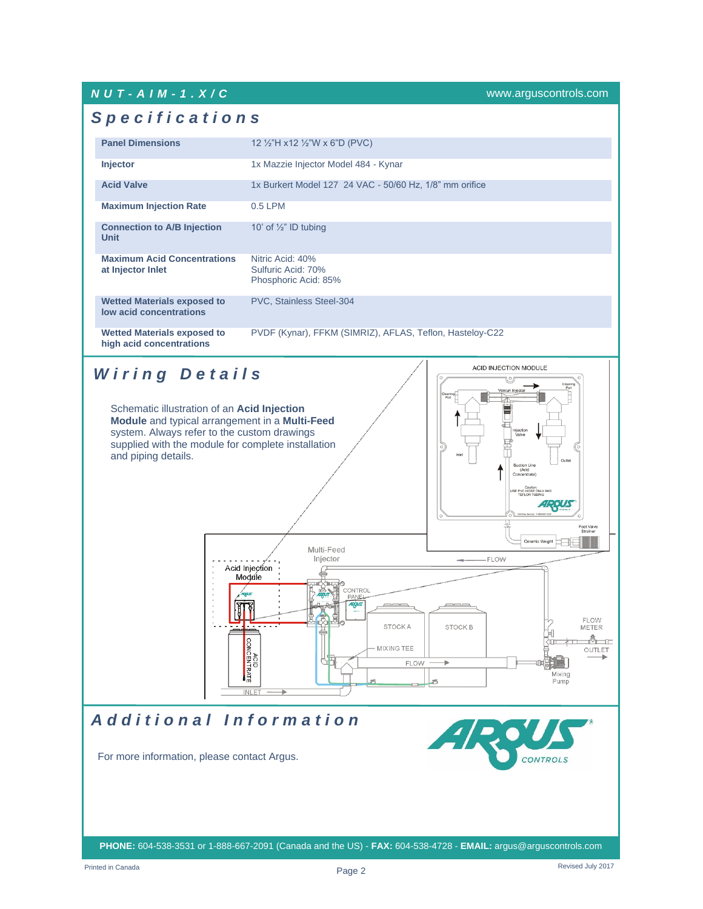## Specifications

| | |
|---|---|
| **Panel Dimensions** | 12 ½"H x12 ½"W x 6"D (PVC) |
| **Injector** | 1x Mazzie Injector Model 484 - Kynar |
| **Acid Valve** | 1x Burkert Model 127 24 VAC - 50/60 Hz, 1/8" mm orifice |
| **Maximum Injection Rate** | 0.5 LPM |
| **Connection to A/B Injection Unit** | 10' of ½" ID tubing |
| **Maximum Acid Concentrations at Injector Inlet** | Nitric Acid: 40%<br>Sulfuric Acid: 70%<br>Phosphoric Acid: 85% |
| **Wetted Materials exposed to low acid concentrations** | PVC, Stainless Steel-304 |
| **Wetted Materials exposed to high acid concentrations** | PVDF (Kynar), FFKM (SIMRIZ), AFLAS, Teflon, Hasteloy-C22 |

## Wiring Details

Schematic illustration of an **Acid Injection Module** and typical arrangement in a **Multi-Feed** system. Always refer to the custom drawings supplied with the module for complete installation and piping details.

ACID INJECTION MODULE

Cleaning Port

Venturi Injector

Cleaning Port

Injection Valve

Inlet

Outlet

Suction Line (Acid Concentrate)

Caution: USE PVC HOSE ONLY AND TEFLON TUBING

Foot Valve Strainer

Ceramic Weight

Multi-Feed Injector

FLOW

Acid Injection Module

CONTROL PANEL

STOCK A

STOCK B

FLOW METER

OUTLET

MIXING TEE

FLOW

Mixing Pump

ACID CONCENTRATE

INLET

## Additional Information

For more information, please contact Argus.

ARGUS CONTROLS

**PHONE:** 604-538-3531 or 1-888-667-2091 (Canada and the US) - **FAX:** 604-538-4728 - **EMAIL:** argus@arguscontrols.com

Printed in Canada

Revised July 2017